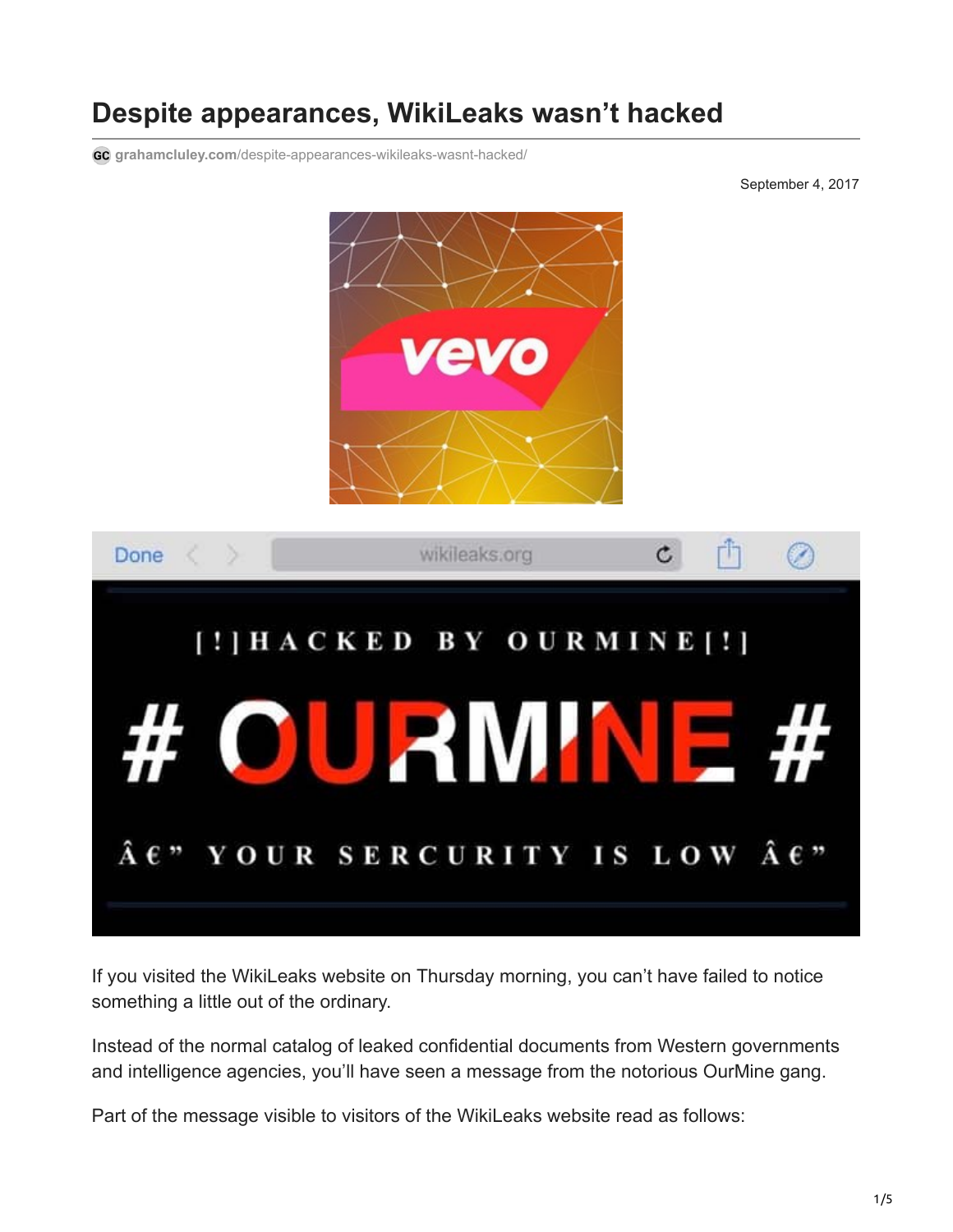# Despite appearances, WikiLeaks wasn't hacked

grahamcluley.com/despite-appearances-wikileaks-wasnt-hacked/

September 4, 2017

If you visited the WikiLeaks website on Thursday morning, you can't have failed to notice something a little out of the ordinary.

Instead of the normal catalog of leaked confidential documents from Western governments and intelligence agencies, you'll have seen a message from the notorious OurMine gang.

Part of the message visible to visitors of the WikiLeaks website read as follows: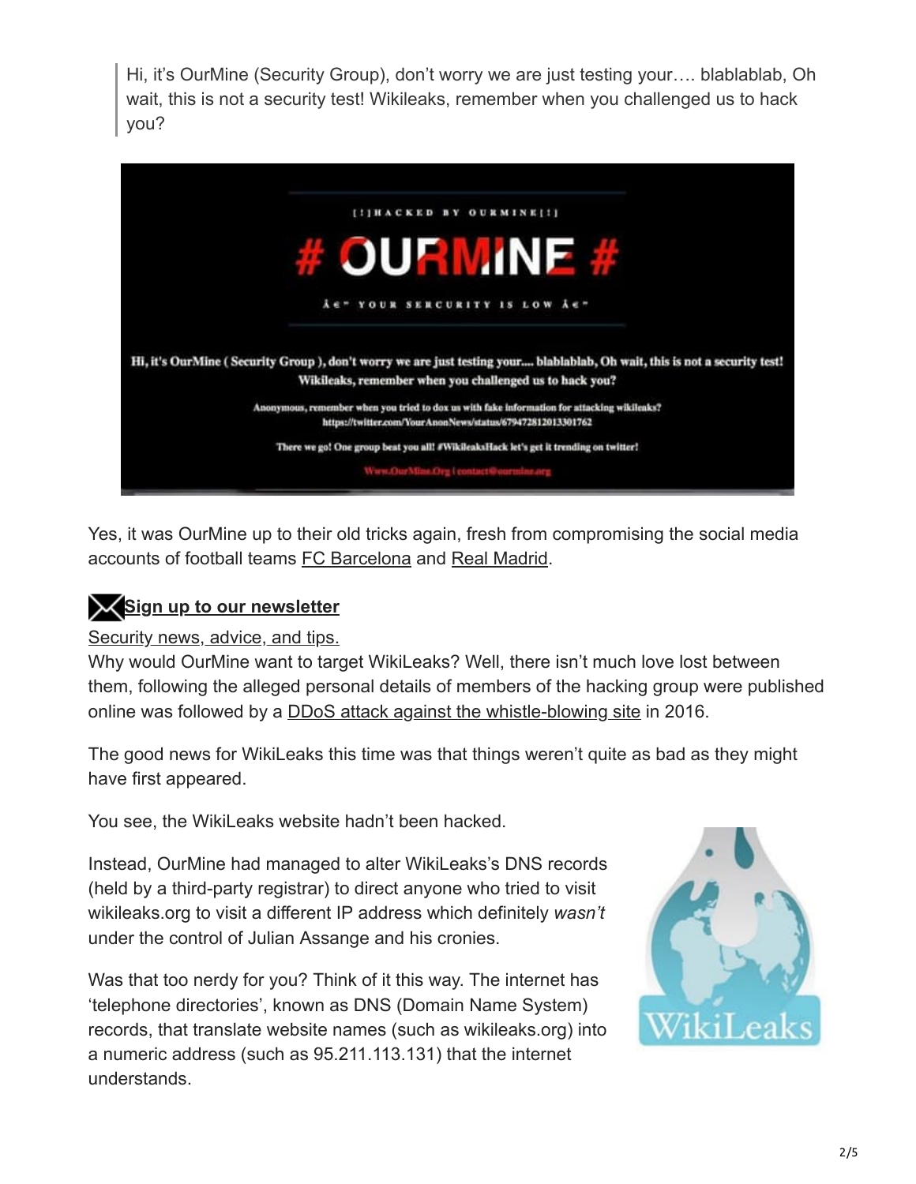> Hi, it's OurMine (Security Group), don't worry we are just testing your…. blablablab, Oh wait, this is not a security test! Wikileaks, remember when you challenged us to hack you?

Yes, it was OurMine up to their old tricks again, fresh from compromising the social media accounts of football teams [FC Barcelona]() and [Real Madrid]().

**[Sign up to our newsletter]()**

[Security news, advice, and tips.]()

Why would OurMine want to target WikiLeaks? Well, there isn't much love lost between them, following the alleged personal details of members of the hacking group were published online was followed by a [DDoS attack against the whistle-blowing site]() in 2016.

The good news for WikiLeaks this time was that things weren't quite as bad as they might have first appeared.

You see, the WikiLeaks website hadn't been hacked.

Instead, OurMine had managed to alter WikiLeaks's DNS records (held by a third-party registrar) to direct anyone who tried to visit wikileaks.org to visit a different IP address which definitely *wasn't* under the control of Julian Assange and his cronies.

Was that too nerdy for you? Think of it this way. The internet has 'telephone directories', known as DNS (Domain Name System) records, that translate website names (such as wikileaks.org) into a numeric address (such as 95.211.113.131) that the internet understands.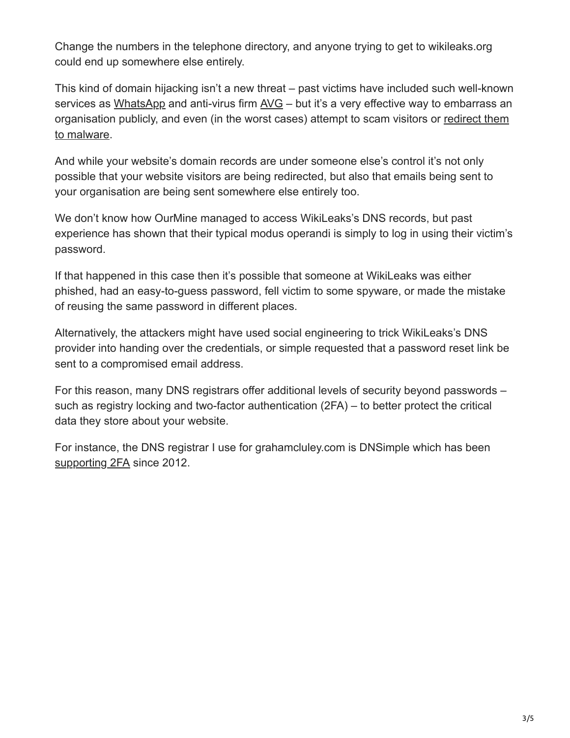Change the numbers in the telephone directory, and anyone trying to get to wikileaks.org could end up somewhere else entirely.

This kind of domain hijacking isn't a new threat – past victims have included such well-known services as WhatsApp and anti-virus firm AVG – but it's a very effective way to embarrass an organisation publicly, and even (in the worst cases) attempt to scam visitors or redirect them to malware.

And while your website's domain records are under someone else's control it's not only possible that your website visitors are being redirected, but also that emails being sent to your organisation are being sent somewhere else entirely too.

We don't know how OurMine managed to access WikiLeaks's DNS records, but past experience has shown that their typical modus operandi is simply to log in using their victim's password.

If that happened in this case then it's possible that someone at WikiLeaks was either phished, had an easy-to-guess password, fell victim to some spyware, or made the mistake of reusing the same password in different places.

Alternatively, the attackers might have used social engineering to trick WikiLeaks's DNS provider into handing over the credentials, or simple requested that a password reset link be sent to a compromised email address.

For this reason, many DNS registrars offer additional levels of security beyond passwords – such as registry locking and two-factor authentication (2FA) – to better protect the critical data they store about your website.

For instance, the DNS registrar I use for grahamcluley.com is DNSimple which has been supporting 2FA since 2012.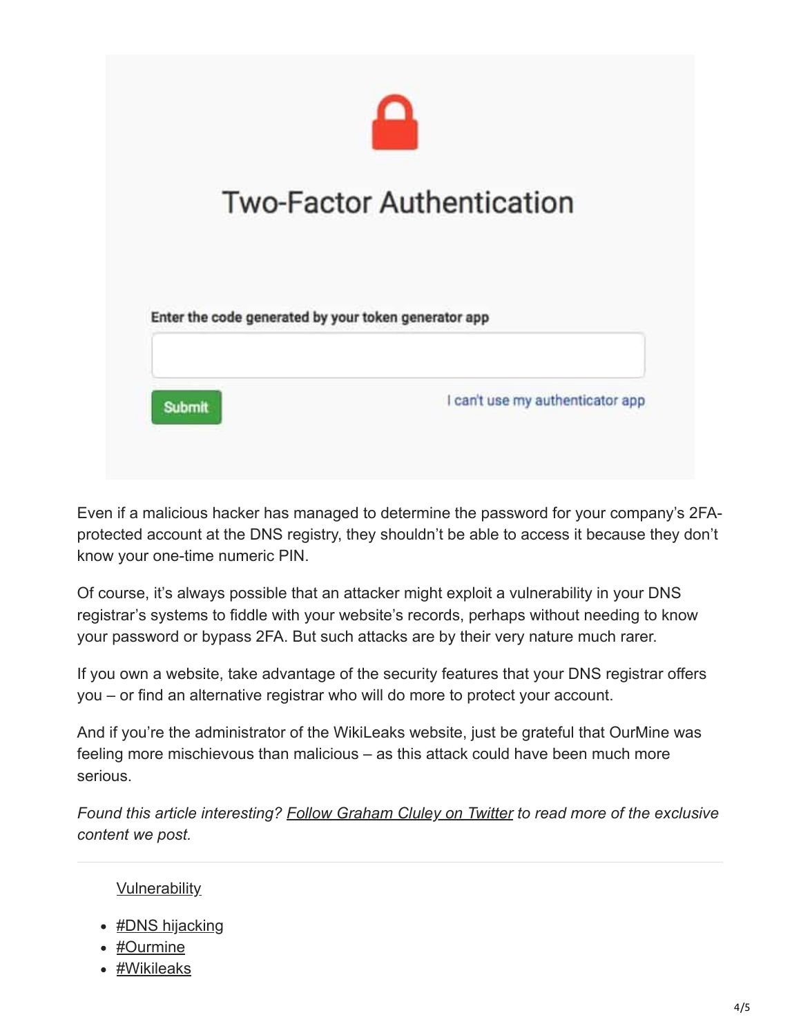Even if a malicious hacker has managed to determine the password for your company's 2FA-protected account at the DNS registry, they shouldn't be able to access it because they don't know your one-time numeric PIN.

Of course, it's always possible that an attacker might exploit a vulnerability in your DNS registrar's systems to fiddle with your website's records, perhaps without needing to know your password or bypass 2FA. But such attacks are by their very nature much rarer.

If you own a website, take advantage of the security features that your DNS registrar offers you – or find an alternative registrar who will do more to protect your account.

And if you're the administrator of the WikiLeaks website, just be grateful that OurMine was feeling more mischievous than malicious – as this attack could have been much more serious.

*Found this article interesting? Follow Graham Cluley on Twitter to read more of the exclusive content we post.*

---

Vulnerability

- #DNS hijacking
- #Ourmine
- #Wikileaks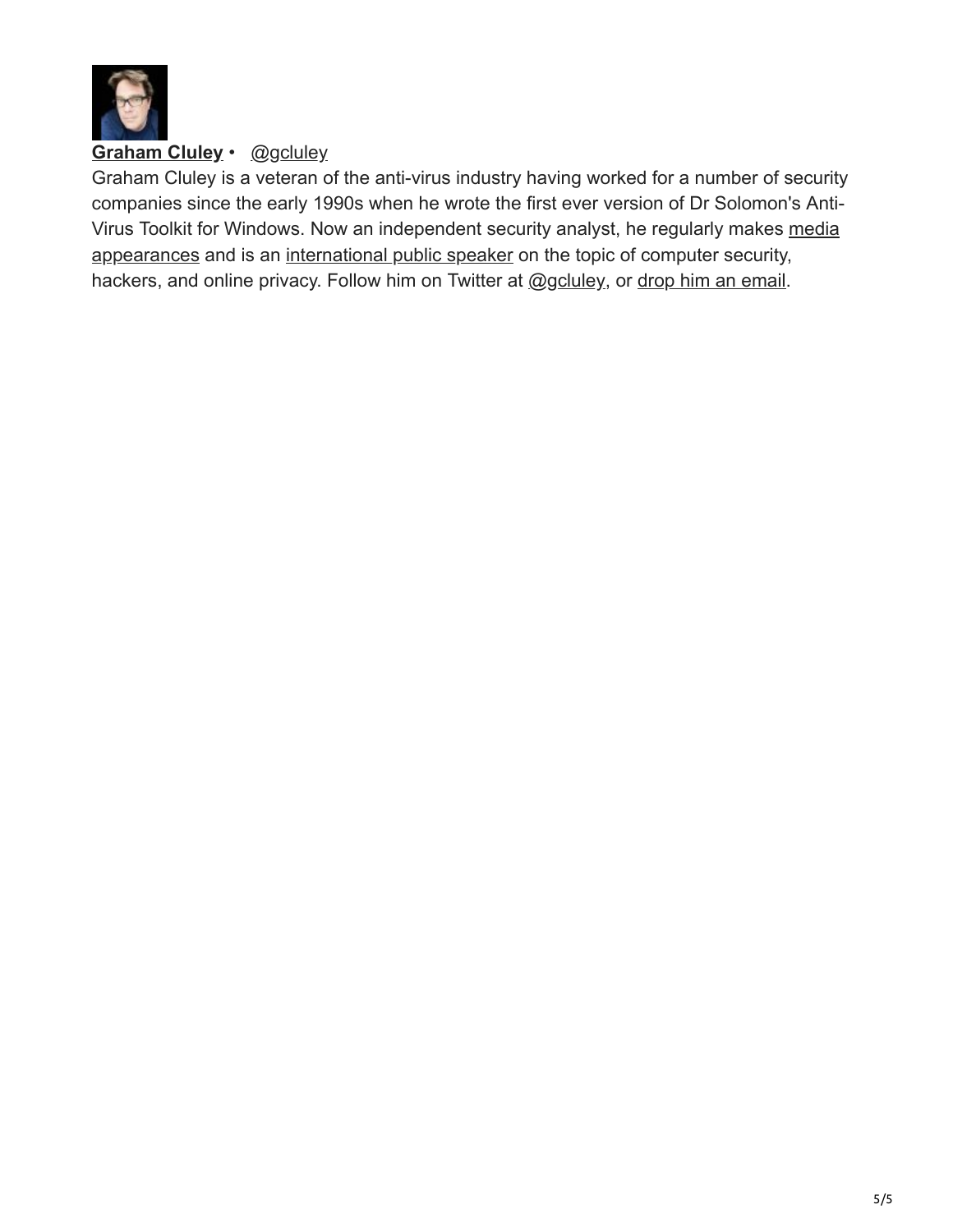**Graham Cluley** • @gcluley

Graham Cluley is a veteran of the anti-virus industry having worked for a number of security companies since the early 1990s when he wrote the first ever version of Dr Solomon's Anti-Virus Toolkit for Windows. Now an independent security analyst, he regularly makes media appearances and is an international public speaker on the topic of computer security, hackers, and online privacy. Follow him on Twitter at @gcluley, or drop him an email.